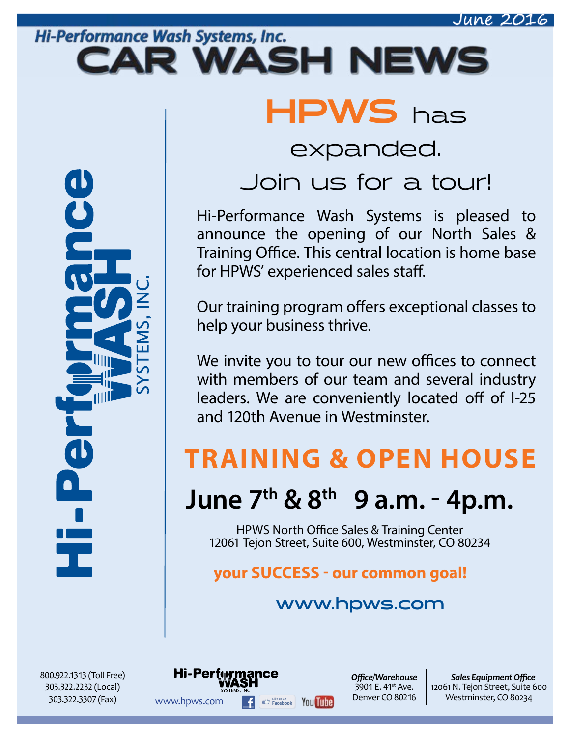June 2016

Hi-Performance Wash Systems, Inc.

# CAR WASH NEWS

Hi-Performance WASH SYSTEMS, INC.

## HPWS has expanded. Join us for a tour!

Hi-Performance Wash Systems is pleased to announce the opening of our North Sales & Training Office. This central location is home base for HPWS' experienced sales staff.

Our training program offers exceptional classes to help your business thrive.

We invite you to tour our new offices to connect with members of our team and several industry leaders. We are conveniently located off of I-25 and 120th Avenue in Westminster.

## TRAINING & OPEN HOUSE

### June 7th & 8th 9 a.m. - 4p.m.

HPWS North Office Sales & Training Center
12061 Tejon Street, Suite 600, Westminster, CO 80234

**your SUCCESS - our common goal!**

www.hpws.com

800.922.1313 (Toll Free)
303.322.2232 (Local)
303.322.3307 (Fax)

Hi-Performance WASH SYSTEMS, INC.
www.hpws.com

***Office/Warehouse***
3901 E. 41st Ave.
Denver CO 80216

***Sales Equipment Office***
12061 N. Tejon Street, Suite 600
Westminster, CO 80234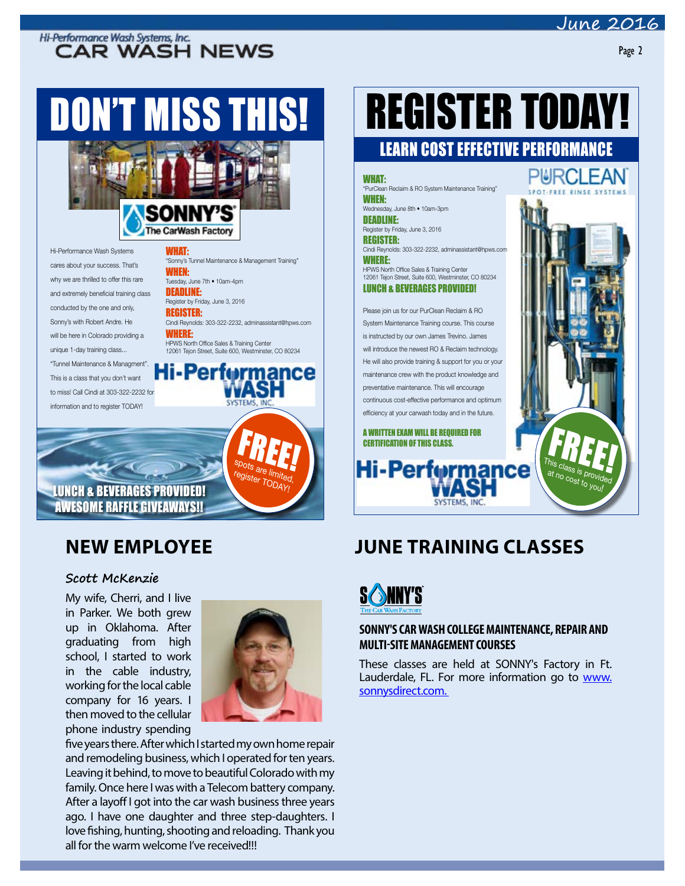# DON'T MISS THIS!

SONNY'S The CarWash Factory

Hi-Performance Wash Systems cares about your success. That's why we are thrilled to offer this rare and extremely beneficial training class conducted by the one and only, Sonny's with Robert Andre. He will be here in Colorado providing a unique 1-day training class... "Tunnel Maintenance & Managment". This is a class that you don't want to miss! Call Cindi at 303-322-2232 for information and to register TODAY!

**WHAT:**
"Sonny's Tunnel Maintenance & Management Training"

**WHEN:**
Tuesday, June 7th • 10am-4pm

**DEADLINE:**
Register by Friday, June 3, 2016

**REGISTER:**
Cindi Reynolds: 303-322-2232, adminassistant@hpws.com

**WHERE:**
HPWS North Office Sales & Training Center
12061 Tejon Street, Suite 600, Westminster, CO 80234

Hi-Performance WASH SYSTEMS, INC.

**FREE!** spots are limited, register TODAY!

**LUNCH & BEVERAGES PROVIDED!**
**AWESOME RAFFLE GIVEAWAYS!!**

# REGISTER TODAY!

## LEARN COST EFFECTIVE PERFORMANCE

PURCLEAN SPOT-FREE RINSE SYSTEMS

**WHAT:**
"PurClean Reclaim & RO System Maintenance Training"

**WHEN:**
Wednesday, June 8th • 10am-3pm

**DEADLINE:**
Register by Friday, June 3, 2016

**REGISTER:**
Cindi Reynolds: 303-322-2232, adminassistant@hpws.com

**WHERE:**
HPWS North Office Sales & Training Center
12061 Tejon Street, Suite 600, Westminster, CO 80234

**LUNCH & BEVERAGES PROVIDED!**

Please join us for our PurClean Reclaim & RO System Maintenance Training course. This course is instructed by our own James Trevino. James will introduce the newest RO & Reclaim technology. He will also provide training & support for you or your maintenance crew with the product knowledge and preventative maintenance. This will encourage continuous cost-effective performance and optimum efficiency at your carwash today and in the future.

**A WRITTEN EXAM WILL BE REQUIRED FOR CERTIFICATION OF THIS CLASS.**

Hi-Performance WASH SYSTEMS, INC.

**FREE!** This class is provided at no cost to you!

## NEW EMPLOYEE

### Scott McKenzie

My wife, Cherri, and I live in Parker. We both grew up in Oklahoma. After graduating from high school, I started to work in the cable industry, working for the local cable company for 16 years. I then moved to the cellular phone industry spending five years there. After which I started my own home repair and remodeling business, which I operated for ten years. Leaving it behind, to move to beautiful Colorado with my family. Once here I was with a Telecom battery company. After a layoff I got into the car wash business three years ago. I have one daughter and three step-daughters. I love fishing, hunting, shooting and reloading. Thank you all for the warm welcome I've received!!!

## JUNE TRAINING CLASSES

SONNY'S The Car Wash Factory

### SONNY'S CAR WASH COLLEGE MAINTENANCE, REPAIR AND MULTI-SITE MANAGEMENT COURSES

These classes are held at SONNY's Factory in Ft. Lauderdale, FL. For more information go to www.sonnysdirect.com.